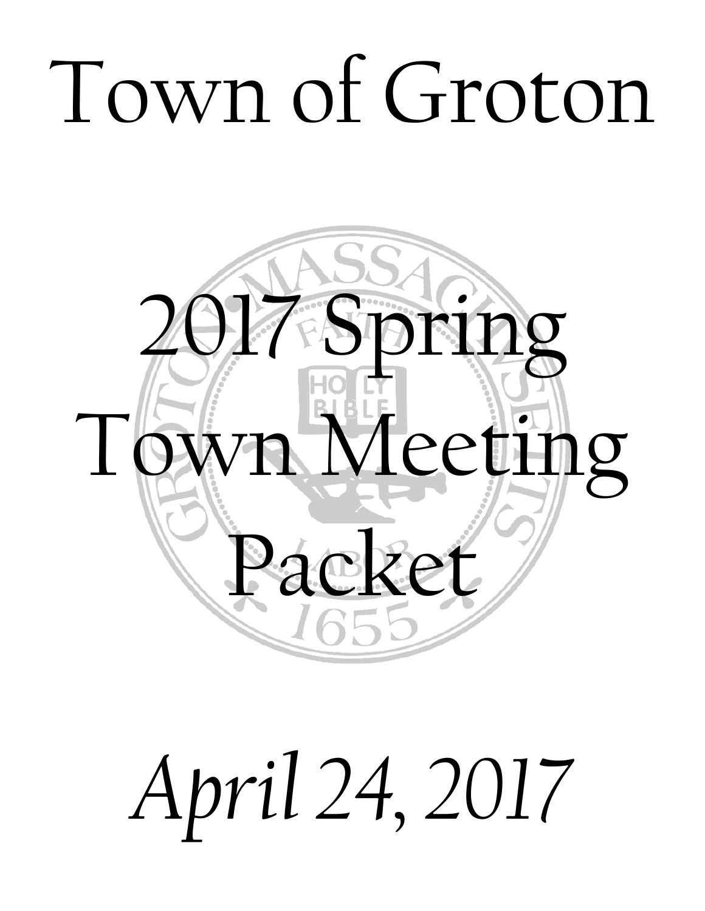# Town of Groton

# 2017 Spring Town Meeting Packet

*April 24, 2017*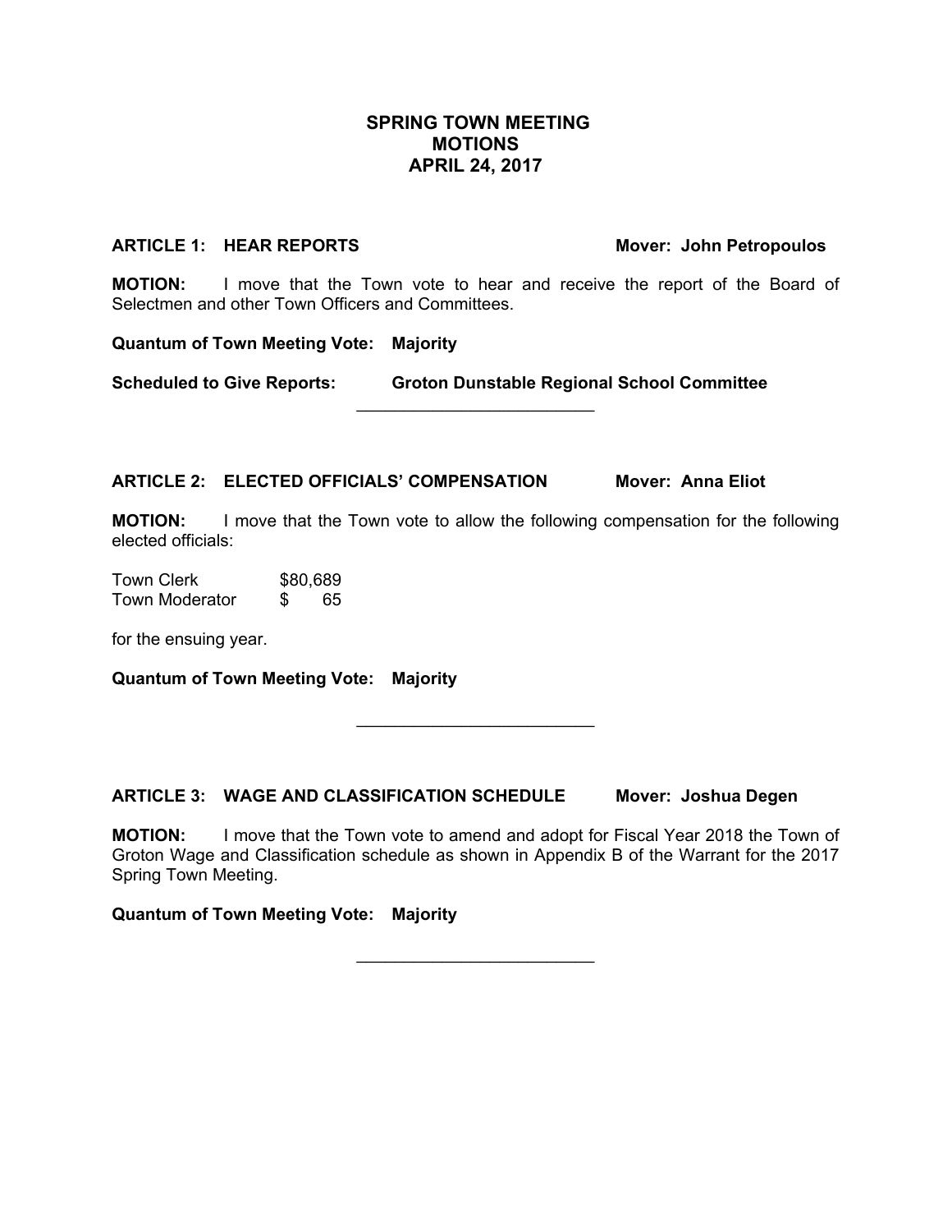# SPRING TOWN MEETING
# MOTIONS
# APRIL 24, 2017

**ARTICLE 1: HEAR REPORTS** **Mover: John Petropoulos**

**MOTION:** I move that the Town vote to hear and receive the report of the Board of Selectmen and other Town Officers and Committees.

**Quantum of Town Meeting Vote: Majority**

**Scheduled to Give Reports: Groton Dunstable Regional School Committee**

---

**ARTICLE 2: ELECTED OFFICIALS' COMPENSATION** **Mover: Anna Eliot**

**MOTION:** I move that the Town vote to allow the following compensation for the following elected officials:

| | |
|---|---|
| Town Clerk | $80,689 |
| Town Moderator | $ 65 |

for the ensuing year.

**Quantum of Town Meeting Vote: Majority**

---

**ARTICLE 3: WAGE AND CLASSIFICATION SCHEDULE** **Mover: Joshua Degen**

**MOTION:** I move that the Town vote to amend and adopt for Fiscal Year 2018 the Town of Groton Wage and Classification schedule as shown in Appendix B of the Warrant for the 2017 Spring Town Meeting.

**Quantum of Town Meeting Vote: Majority**

---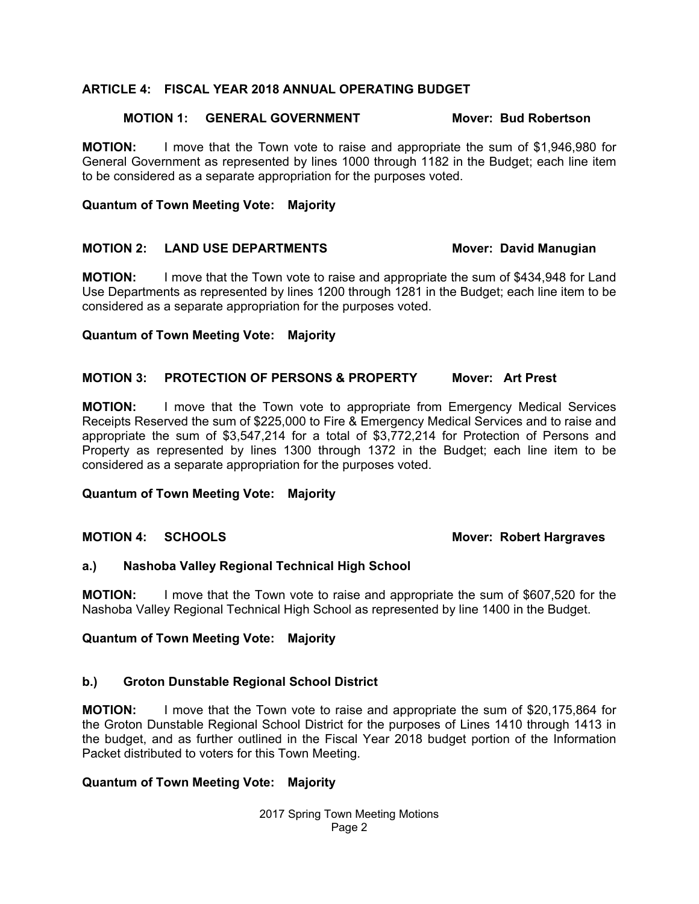## ARTICLE 4: FISCAL YEAR 2018 ANNUAL OPERATING BUDGET

### MOTION 1: GENERAL GOVERNMENT — Mover: Bud Robertson

**MOTION:** I move that the Town vote to raise and appropriate the sum of $1,946,980 for General Government as represented by lines 1000 through 1182 in the Budget; each line item to be considered as a separate appropriation for the purposes voted.

**Quantum of Town Meeting Vote: Majority**

### MOTION 2: LAND USE DEPARTMENTS — Mover: David Manugian

**MOTION:** I move that the Town vote to raise and appropriate the sum of $434,948 for Land Use Departments as represented by lines 1200 through 1281 in the Budget; each line item to be considered as a separate appropriation for the purposes voted.

**Quantum of Town Meeting Vote: Majority**

### MOTION 3: PROTECTION OF PERSONS & PROPERTY — Mover: Art Prest

**MOTION:** I move that the Town vote to appropriate from Emergency Medical Services Receipts Reserved the sum of $225,000 to Fire & Emergency Medical Services and to raise and appropriate the sum of $3,547,214 for a total of $3,772,214 for Protection of Persons and Property as represented by lines 1300 through 1372 in the Budget; each line item to be considered as a separate appropriation for the purposes voted.

**Quantum of Town Meeting Vote: Majority**

### MOTION 4: SCHOOLS — Mover: Robert Hargraves

**a.) Nashoba Valley Regional Technical High School**

**MOTION:** I move that the Town vote to raise and appropriate the sum of $607,520 for the Nashoba Valley Regional Technical High School as represented by line 1400 in the Budget.

**Quantum of Town Meeting Vote: Majority**

**b.) Groton Dunstable Regional School District**

**MOTION:** I move that the Town vote to raise and appropriate the sum of $20,175,864 for the Groton Dunstable Regional School District for the purposes of Lines 1410 through 1413 in the budget, and as further outlined in the Fiscal Year 2018 budget portion of the Information Packet distributed to voters for this Town Meeting.

**Quantum of Town Meeting Vote: Majority**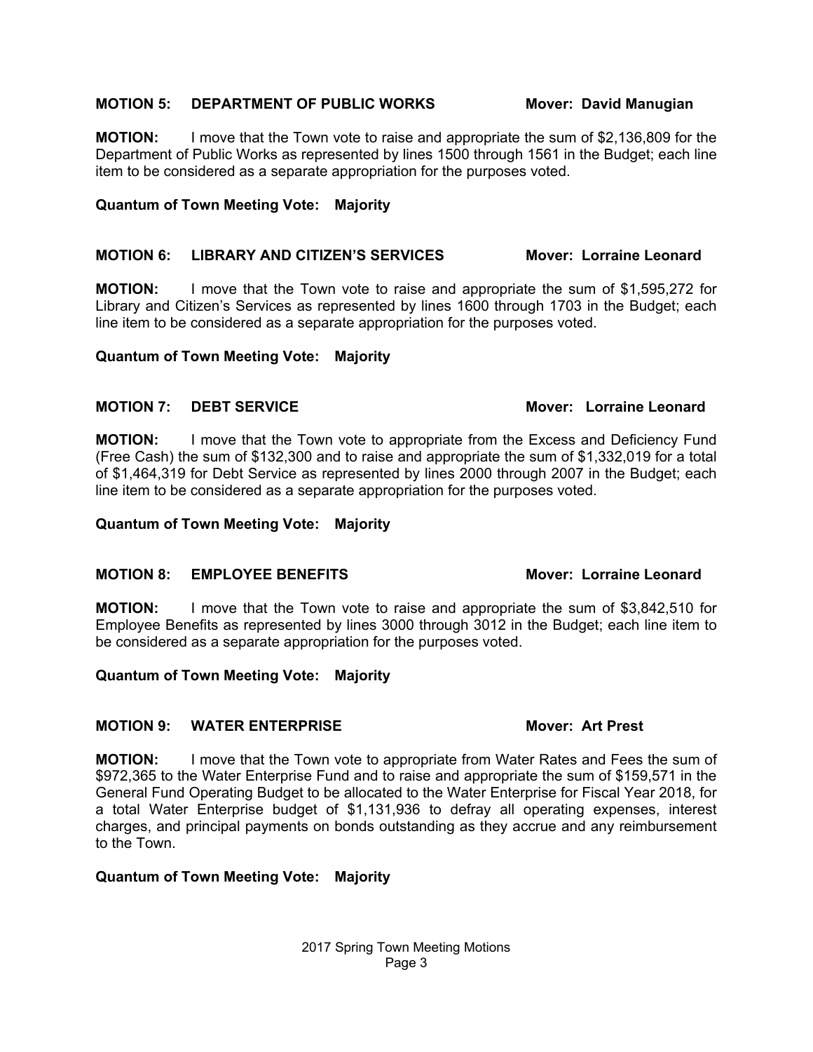**MOTION 5: DEPARTMENT OF PUBLIC WORKS Mover: David Manugian**

**MOTION:** I move that the Town vote to raise and appropriate the sum of $2,136,809 for the Department of Public Works as represented by lines 1500 through 1561 in the Budget; each line item to be considered as a separate appropriation for the purposes voted.

**Quantum of Town Meeting Vote: Majority**

**MOTION 6: LIBRARY AND CITIZEN'S SERVICES Mover: Lorraine Leonard**

**MOTION:** I move that the Town vote to raise and appropriate the sum of $1,595,272 for Library and Citizen's Services as represented by lines 1600 through 1703 in the Budget; each line item to be considered as a separate appropriation for the purposes voted.

**Quantum of Town Meeting Vote: Majority**

**MOTION 7: DEBT SERVICE Mover: Lorraine Leonard**

**MOTION:** I move that the Town vote to appropriate from the Excess and Deficiency Fund (Free Cash) the sum of $132,300 and to raise and appropriate the sum of $1,332,019 for a total of $1,464,319 for Debt Service as represented by lines 2000 through 2007 in the Budget; each line item to be considered as a separate appropriation for the purposes voted.

**Quantum of Town Meeting Vote: Majority**

**MOTION 8: EMPLOYEE BENEFITS Mover: Lorraine Leonard**

**MOTION:** I move that the Town vote to raise and appropriate the sum of $3,842,510 for Employee Benefits as represented by lines 3000 through 3012 in the Budget; each line item to be considered as a separate appropriation for the purposes voted.

**Quantum of Town Meeting Vote: Majority**

**MOTION 9: WATER ENTERPRISE Mover: Art Prest**

**MOTION:** I move that the Town vote to appropriate from Water Rates and Fees the sum of $972,365 to the Water Enterprise Fund and to raise and appropriate the sum of $159,571 in the General Fund Operating Budget to be allocated to the Water Enterprise for Fiscal Year 2018, for a total Water Enterprise budget of $1,131,936 to defray all operating expenses, interest charges, and principal payments on bonds outstanding as they accrue and any reimbursement to the Town.

**Quantum of Town Meeting Vote: Majority**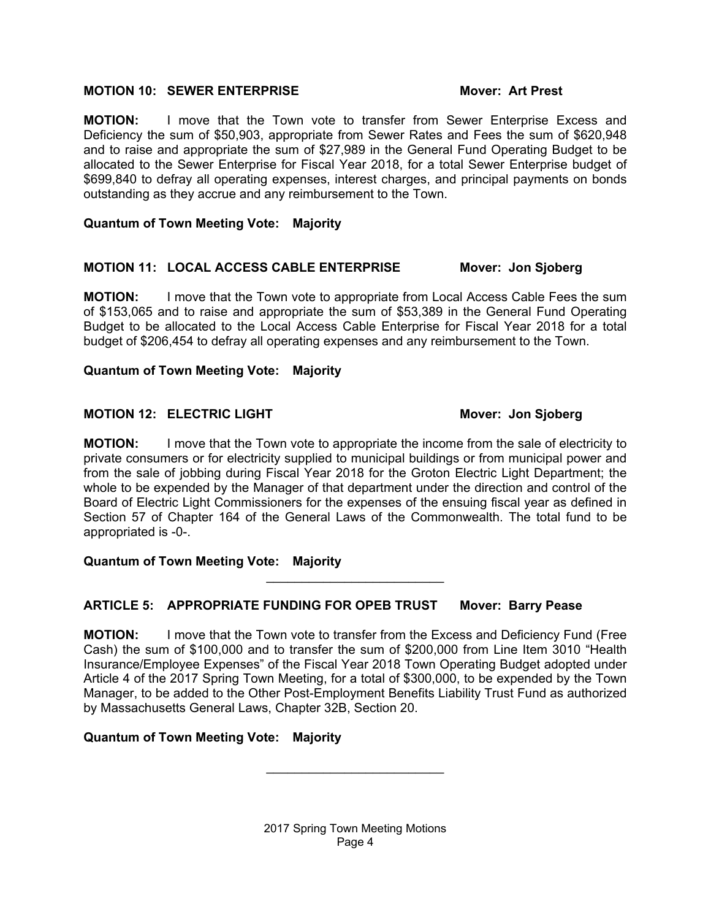**MOTION 10: SEWER ENTERPRISE** **Mover: Art Prest**

**MOTION:** I move that the Town vote to transfer from Sewer Enterprise Excess and Deficiency the sum of $50,903, appropriate from Sewer Rates and Fees the sum of $620,948 and to raise and appropriate the sum of $27,989 in the General Fund Operating Budget to be allocated to the Sewer Enterprise for Fiscal Year 2018, for a total Sewer Enterprise budget of $699,840 to defray all operating expenses, interest charges, and principal payments on bonds outstanding as they accrue and any reimbursement to the Town.

**Quantum of Town Meeting Vote: Majority**

**MOTION 11: LOCAL ACCESS CABLE ENTERPRISE** **Mover: Jon Sjoberg**

**MOTION:** I move that the Town vote to appropriate from Local Access Cable Fees the sum of $153,065 and to raise and appropriate the sum of $53,389 in the General Fund Operating Budget to be allocated to the Local Access Cable Enterprise for Fiscal Year 2018 for a total budget of $206,454 to defray all operating expenses and any reimbursement to the Town.

**Quantum of Town Meeting Vote: Majority**

**MOTION 12: ELECTRIC LIGHT** **Mover: Jon Sjoberg**

**MOTION:** I move that the Town vote to appropriate the income from the sale of electricity to private consumers or for electricity supplied to municipal buildings or from municipal power and from the sale of jobbing during Fiscal Year 2018 for the Groton Electric Light Department; the whole to be expended by the Manager of that department under the direction and control of the Board of Electric Light Commissioners for the expenses of the ensuing fiscal year as defined in Section 57 of Chapter 164 of the General Laws of the Commonwealth. The total fund to be appropriated is -0-.

**Quantum of Town Meeting Vote: Majority**

---

**ARTICLE 5: APPROPRIATE FUNDING FOR OPEB TRUST** **Mover: Barry Pease**

**MOTION:** I move that the Town vote to transfer from the Excess and Deficiency Fund (Free Cash) the sum of $100,000 and to transfer the sum of $200,000 from Line Item 3010 "Health Insurance/Employee Expenses" of the Fiscal Year 2018 Town Operating Budget adopted under Article 4 of the 2017 Spring Town Meeting, for a total of $300,000, to be expended by the Town Manager, to be added to the Other Post-Employment Benefits Liability Trust Fund as authorized by Massachusetts General Laws, Chapter 32B, Section 20.

**Quantum of Town Meeting Vote: Majority**

---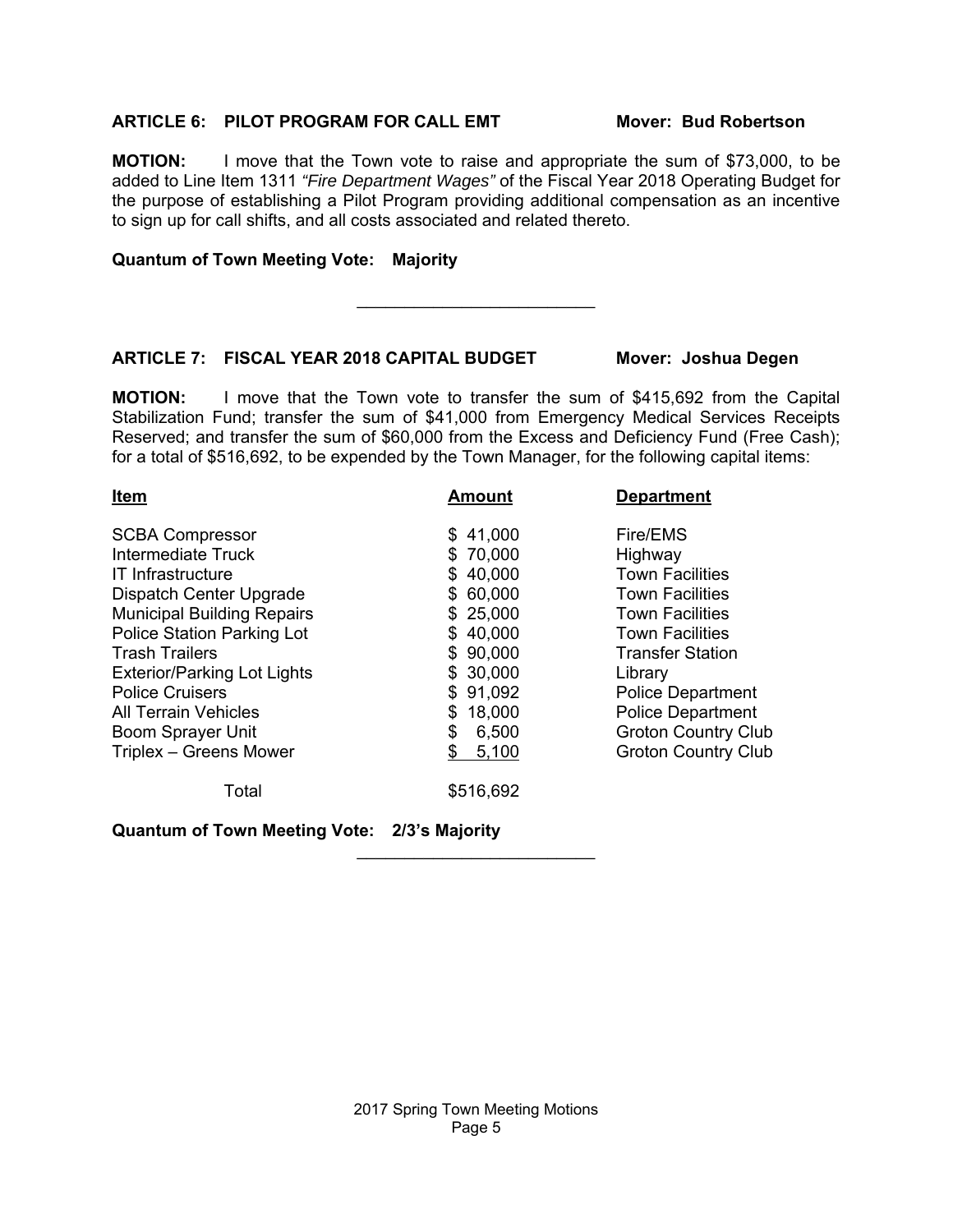**ARTICLE 6: PILOT PROGRAM FOR CALL EMT** **Mover: Bud Robertson**

**MOTION:** I move that the Town vote to raise and appropriate the sum of $73,000, to be added to Line Item 1311 *"Fire Department Wages"* of the Fiscal Year 2018 Operating Budget for the purpose of establishing a Pilot Program providing additional compensation as an incentive to sign up for call shifts, and all costs associated and related thereto.

**Quantum of Town Meeting Vote: Majority**

---

**ARTICLE 7: FISCAL YEAR 2018 CAPITAL BUDGET** **Mover: Joshua Degen**

**MOTION:** I move that the Town vote to transfer the sum of $415,692 from the Capital Stabilization Fund; transfer the sum of $41,000 from Emergency Medical Services Receipts Reserved; and transfer the sum of $60,000 from the Excess and Deficiency Fund (Free Cash); for a total of $516,692, to be expended by the Town Manager, for the following capital items:

| Item | Amount | Department |
| --- | --- | --- |
| SCBA Compressor | $ 41,000 | Fire/EMS |
| Intermediate Truck | $ 70,000 | Highway |
| IT Infrastructure | $ 40,000 | Town Facilities |
| Dispatch Center Upgrade | $ 60,000 | Town Facilities |
| Municipal Building Repairs | $ 25,000 | Town Facilities |
| Police Station Parking Lot | $ 40,000 | Town Facilities |
| Trash Trailers | $ 90,000 | Transfer Station |
| Exterior/Parking Lot Lights | $ 30,000 | Library |
| Police Cruisers | $ 91,092 | Police Department |
| All Terrain Vehicles | $ 18,000 | Police Department |
| Boom Sprayer Unit | $ 6,500 | Groton Country Club |
| Triplex – Greens Mower | $ 5,100 | Groton Country Club |
| Total | $516,692 | |

**Quantum of Town Meeting Vote: 2/3's Majority**

---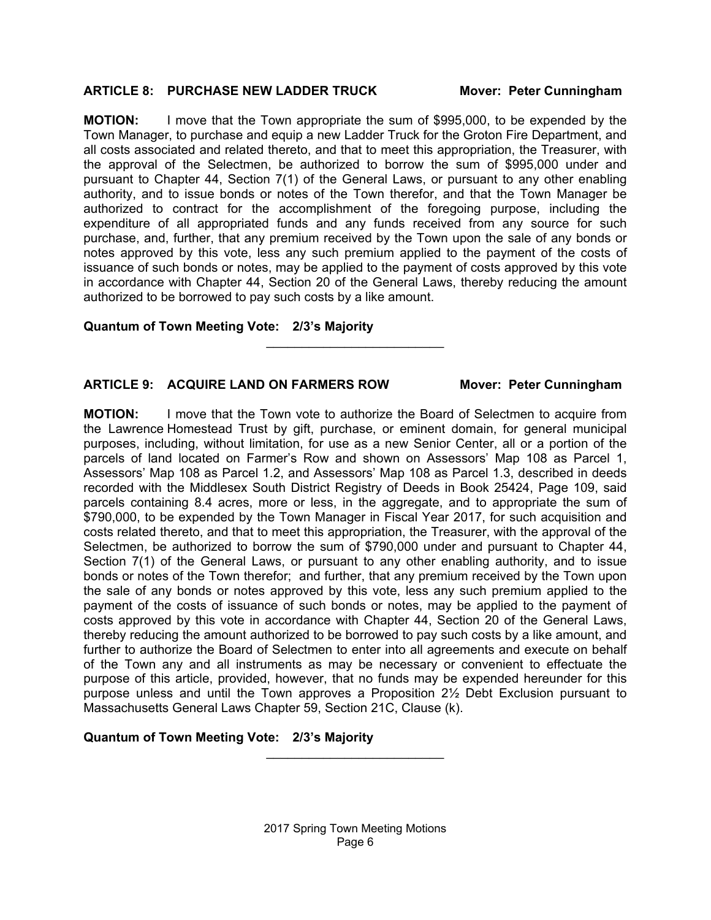**ARTICLE 8: PURCHASE NEW LADDER TRUCK** **Mover: Peter Cunningham**

**MOTION:** I move that the Town appropriate the sum of $995,000, to be expended by the Town Manager, to purchase and equip a new Ladder Truck for the Groton Fire Department, and all costs associated and related thereto, and that to meet this appropriation, the Treasurer, with the approval of the Selectmen, be authorized to borrow the sum of $995,000 under and pursuant to Chapter 44, Section 7(1) of the General Laws, or pursuant to any other enabling authority, and to issue bonds or notes of the Town therefor, and that the Town Manager be authorized to contract for the accomplishment of the foregoing purpose, including the expenditure of all appropriated funds and any funds received from any source for such purchase, and, further, that any premium received by the Town upon the sale of any bonds or notes approved by this vote, less any such premium applied to the payment of the costs of issuance of such bonds or notes, may be applied to the payment of costs approved by this vote in accordance with Chapter 44, Section 20 of the General Laws, thereby reducing the amount authorized to be borrowed to pay such costs by a like amount.

**Quantum of Town Meeting Vote: 2/3's Majority**

---

**ARTICLE 9: ACQUIRE LAND ON FARMERS ROW** **Mover: Peter Cunningham**

**MOTION:** I move that the Town vote to authorize the Board of Selectmen to acquire from the Lawrence Homestead Trust by gift, purchase, or eminent domain, for general municipal purposes, including, without limitation, for use as a new Senior Center, all or a portion of the parcels of land located on Farmer's Row and shown on Assessors' Map 108 as Parcel 1, Assessors' Map 108 as Parcel 1.2, and Assessors' Map 108 as Parcel 1.3, described in deeds recorded with the Middlesex South District Registry of Deeds in Book 25424, Page 109, said parcels containing 8.4 acres, more or less, in the aggregate, and to appropriate the sum of $790,000, to be expended by the Town Manager in Fiscal Year 2017, for such acquisition and costs related thereto, and that to meet this appropriation, the Treasurer, with the approval of the Selectmen, be authorized to borrow the sum of $790,000 under and pursuant to Chapter 44, Section 7(1) of the General Laws, or pursuant to any other enabling authority, and to issue bonds or notes of the Town therefor; and further, that any premium received by the Town upon the sale of any bonds or notes approved by this vote, less any such premium applied to the payment of the costs of issuance of such bonds or notes, may be applied to the payment of costs approved by this vote in accordance with Chapter 44, Section 20 of the General Laws, thereby reducing the amount authorized to be borrowed to pay such costs by a like amount, and further to authorize the Board of Selectmen to enter into all agreements and execute on behalf of the Town any and all instruments as may be necessary or convenient to effectuate the purpose of this article, provided, however, that no funds may be expended hereunder for this purpose unless and until the Town approves a Proposition 2½ Debt Exclusion pursuant to Massachusetts General Laws Chapter 59, Section 21C, Clause (k).

**Quantum of Town Meeting Vote: 2/3's Majority**

---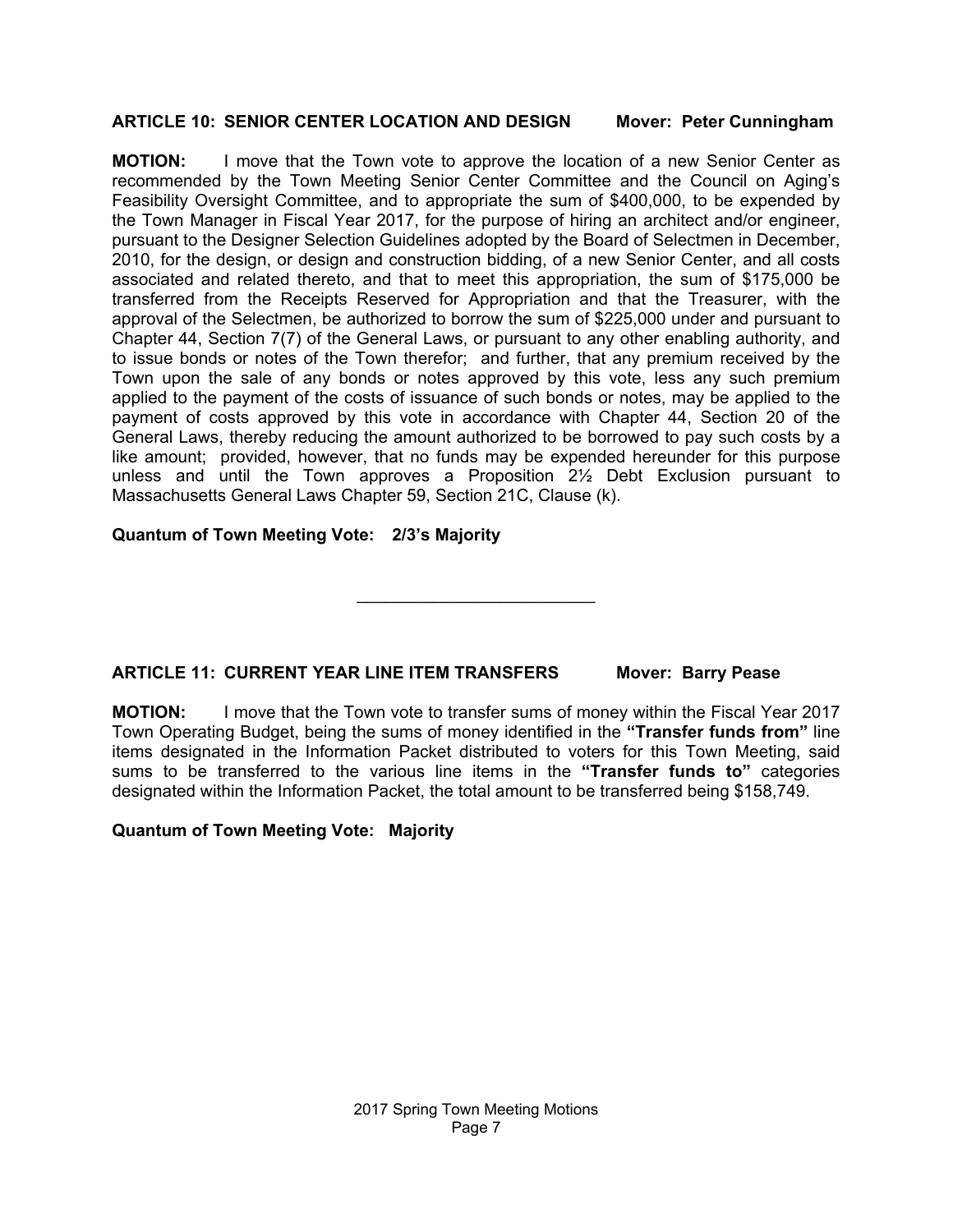**ARTICLE 10: SENIOR CENTER LOCATION AND DESIGN Mover: Peter Cunningham**

**MOTION:** I move that the Town vote to approve the location of a new Senior Center as recommended by the Town Meeting Senior Center Committee and the Council on Aging's Feasibility Oversight Committee, and to appropriate the sum of $400,000, to be expended by the Town Manager in Fiscal Year 2017, for the purpose of hiring an architect and/or engineer, pursuant to the Designer Selection Guidelines adopted by the Board of Selectmen in December, 2010, for the design, or design and construction bidding, of a new Senior Center, and all costs associated and related thereto, and that to meet this appropriation, the sum of $175,000 be transferred from the Receipts Reserved for Appropriation and that the Treasurer, with the approval of the Selectmen, be authorized to borrow the sum of $225,000 under and pursuant to Chapter 44, Section 7(7) of the General Laws, or pursuant to any other enabling authority, and to issue bonds or notes of the Town therefor; and further, that any premium received by the Town upon the sale of any bonds or notes approved by this vote, less any such premium applied to the payment of the costs of issuance of such bonds or notes, may be applied to the payment of costs approved by this vote in accordance with Chapter 44, Section 20 of the General Laws, thereby reducing the amount authorized to be borrowed to pay such costs by a like amount; provided, however, that no funds may be expended hereunder for this purpose unless and until the Town approves a Proposition 2½ Debt Exclusion pursuant to Massachusetts General Laws Chapter 59, Section 21C, Clause (k).

**Quantum of Town Meeting Vote: 2/3's Majority**

---

**ARTICLE 11: CURRENT YEAR LINE ITEM TRANSFERS Mover: Barry Pease**

**MOTION:** I move that the Town vote to transfer sums of money within the Fiscal Year 2017 Town Operating Budget, being the sums of money identified in the **"Transfer funds from"** line items designated in the Information Packet distributed to voters for this Town Meeting, said sums to be transferred to the various line items in the **"Transfer funds to"** categories designated within the Information Packet, the total amount to be transferred being $158,749.

**Quantum of Town Meeting Vote: Majority**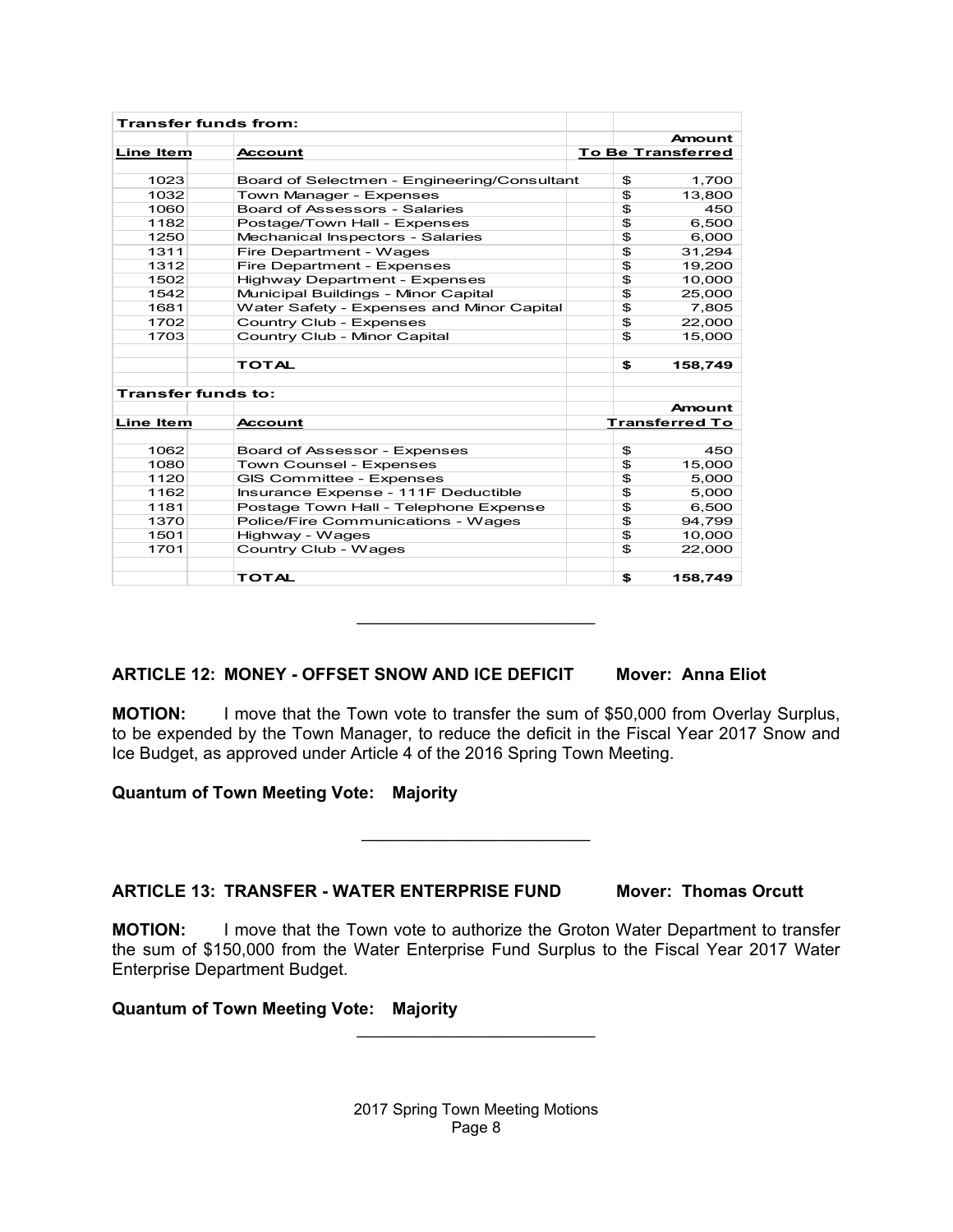**Transfer funds from:**

| Line Item | Account | Amount To Be Transferred |
|---|---|---|
| 1023 | Board of Selectmen - Engineering/Consultant | $ 1,700 |
| 1032 | Town Manager - Expenses | $ 13,800 |
| 1060 | Board of Assessors - Salaries | $ 450 |
| 1182 | Postage/Town Hall - Expenses | $ 6,500 |
| 1250 | Mechanical Inspectors - Salaries | $ 6,000 |
| 1311 | Fire Department - Wages | $ 31,294 |
| 1312 | Fire Department - Expenses | $ 19,200 |
| 1502 | Highway Department - Expenses | $ 10,000 |
| 1542 | Municipal Buildings - Minor Capital | $ 25,000 |
| 1681 | Water Safety - Expenses and Minor Capital | $ 7,805 |
| 1702 | Country Club - Expenses | $ 22,000 |
| 1703 | Country Club - Minor Capital | $ 15,000 |
| | **TOTAL** | **$ 158,749** |

**Transfer funds to:**

| Line Item | Account | Amount Transferred To |
|---|---|---|
| 1062 | Board of Assessor - Expenses | $ 450 |
| 1080 | Town Counsel - Expenses | $ 15,000 |
| 1120 | GIS Committee - Expenses | $ 5,000 |
| 1162 | Insurance Expense - 111F Deductible | $ 5,000 |
| 1181 | Postage Town Hall - Telephone Expense | $ 6,500 |
| 1370 | Police/Fire Communications - Wages | $ 94,799 |
| 1501 | Highway - Wages | $ 10,000 |
| 1701 | Country Club - Wages | $ 22,000 |
| | **TOTAL** | **$ 158,749** |

---

**ARTICLE 12: MONEY - OFFSET SNOW AND ICE DEFICIT Mover: Anna Eliot**

**MOTION:** I move that the Town vote to transfer the sum of $50,000 from Overlay Surplus, to be expended by the Town Manager, to reduce the deficit in the Fiscal Year 2017 Snow and Ice Budget, as approved under Article 4 of the 2016 Spring Town Meeting.

**Quantum of Town Meeting Vote: Majority**

---

**ARTICLE 13: TRANSFER - WATER ENTERPRISE FUND Mover: Thomas Orcutt**

**MOTION:** I move that the Town vote to authorize the Groton Water Department to transfer the sum of $150,000 from the Water Enterprise Fund Surplus to the Fiscal Year 2017 Water Enterprise Department Budget.

**Quantum of Town Meeting Vote: Majority**

---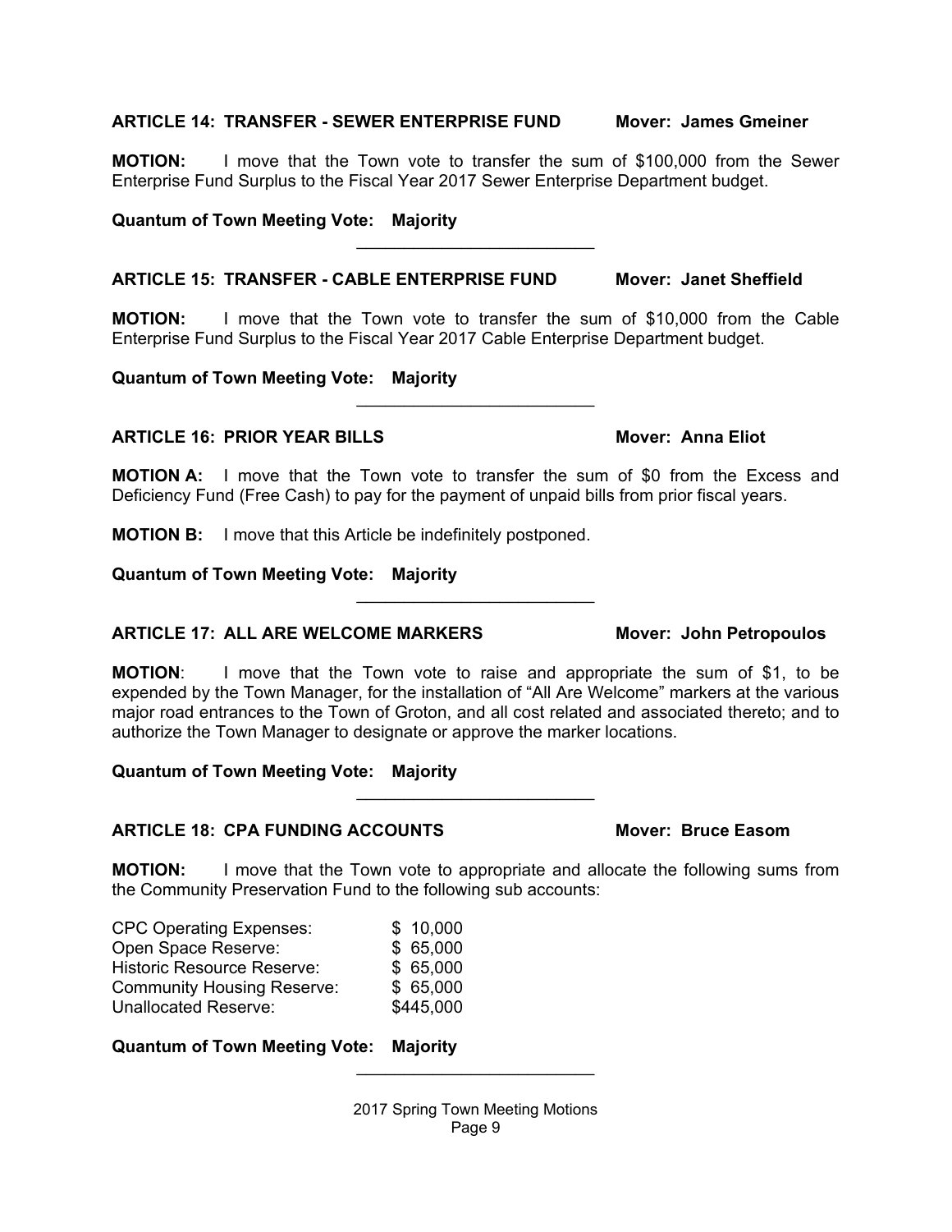**ARTICLE 14: TRANSFER - SEWER ENTERPRISE FUND** **Mover: James Gmeiner**

**MOTION:** I move that the Town vote to transfer the sum of $100,000 from the Sewer Enterprise Fund Surplus to the Fiscal Year 2017 Sewer Enterprise Department budget.

**Quantum of Town Meeting Vote: Majority**

---

**ARTICLE 15: TRANSFER - CABLE ENTERPRISE FUND** **Mover: Janet Sheffield**

**MOTION:** I move that the Town vote to transfer the sum of $10,000 from the Cable Enterprise Fund Surplus to the Fiscal Year 2017 Cable Enterprise Department budget.

**Quantum of Town Meeting Vote: Majority**

---

**ARTICLE 16: PRIOR YEAR BILLS** **Mover: Anna Eliot**

**MOTION A:** I move that the Town vote to transfer the sum of $0 from the Excess and Deficiency Fund (Free Cash) to pay for the payment of unpaid bills from prior fiscal years.

**MOTION B:** I move that this Article be indefinitely postponed.

**Quantum of Town Meeting Vote: Majority**

---

**ARTICLE 17: ALL ARE WELCOME MARKERS** **Mover: John Petropoulos**

**MOTION**: I move that the Town vote to raise and appropriate the sum of $1, to be expended by the Town Manager, for the installation of "All Are Welcome" markers at the various major road entrances to the Town of Groton, and all cost related and associated thereto; and to authorize the Town Manager to designate or approve the marker locations.

**Quantum of Town Meeting Vote: Majority**

---

**ARTICLE 18: CPA FUNDING ACCOUNTS** **Mover: Bruce Easom**

**MOTION:** I move that the Town vote to appropriate and allocate the following sums from the Community Preservation Fund to the following sub accounts:

| | |
|---|---|
| CPC Operating Expenses: | $ 10,000 |
| Open Space Reserve: | $ 65,000 |
| Historic Resource Reserve: | $ 65,000 |
| Community Housing Reserve: | $ 65,000 |
| Unallocated Reserve: | $445,000 |

**Quantum of Town Meeting Vote: Majority**

---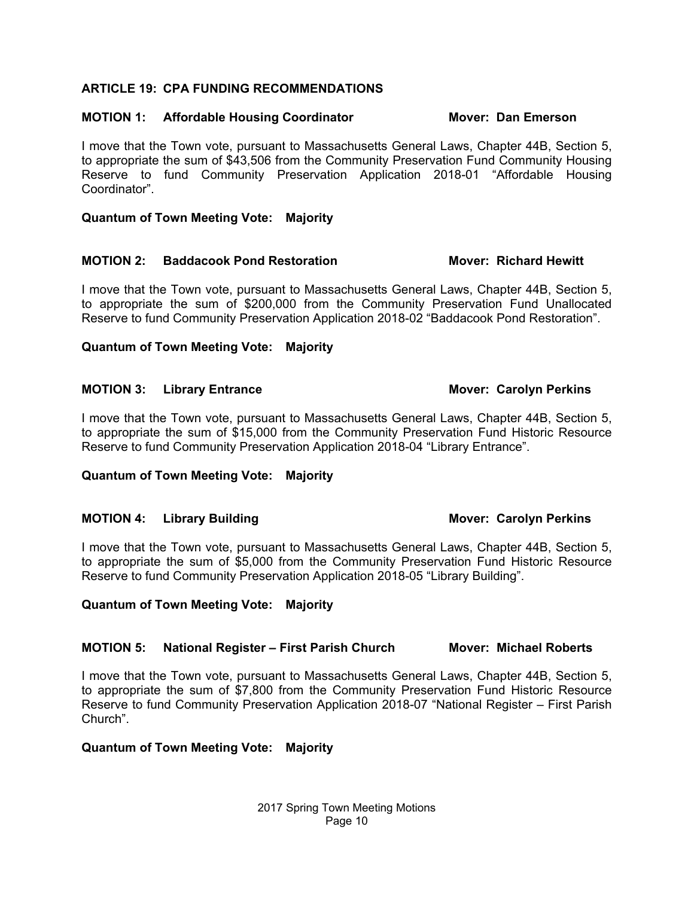## ARTICLE 19: CPA FUNDING RECOMMENDATIONS

**MOTION 1: Affordable Housing Coordinator** **Mover: Dan Emerson**

I move that the Town vote, pursuant to Massachusetts General Laws, Chapter 44B, Section 5, to appropriate the sum of $43,506 from the Community Preservation Fund Community Housing Reserve to fund Community Preservation Application 2018-01 "Affordable Housing Coordinator".

**Quantum of Town Meeting Vote: Majority**

**MOTION 2: Baddacook Pond Restoration** **Mover: Richard Hewitt**

I move that the Town vote, pursuant to Massachusetts General Laws, Chapter 44B, Section 5, to appropriate the sum of $200,000 from the Community Preservation Fund Unallocated Reserve to fund Community Preservation Application 2018-02 "Baddacook Pond Restoration".

**Quantum of Town Meeting Vote: Majority**

**MOTION 3: Library Entrance** **Mover: Carolyn Perkins**

I move that the Town vote, pursuant to Massachusetts General Laws, Chapter 44B, Section 5, to appropriate the sum of $15,000 from the Community Preservation Fund Historic Resource Reserve to fund Community Preservation Application 2018-04 "Library Entrance".

**Quantum of Town Meeting Vote: Majority**

**MOTION 4: Library Building** **Mover: Carolyn Perkins**

I move that the Town vote, pursuant to Massachusetts General Laws, Chapter 44B, Section 5, to appropriate the sum of $5,000 from the Community Preservation Fund Historic Resource Reserve to fund Community Preservation Application 2018-05 "Library Building".

**Quantum of Town Meeting Vote: Majority**

**MOTION 5: National Register – First Parish Church** **Mover: Michael Roberts**

I move that the Town vote, pursuant to Massachusetts General Laws, Chapter 44B, Section 5, to appropriate the sum of $7,800 from the Community Preservation Fund Historic Resource Reserve to fund Community Preservation Application 2018-07 "National Register – First Parish Church".

**Quantum of Town Meeting Vote: Majority**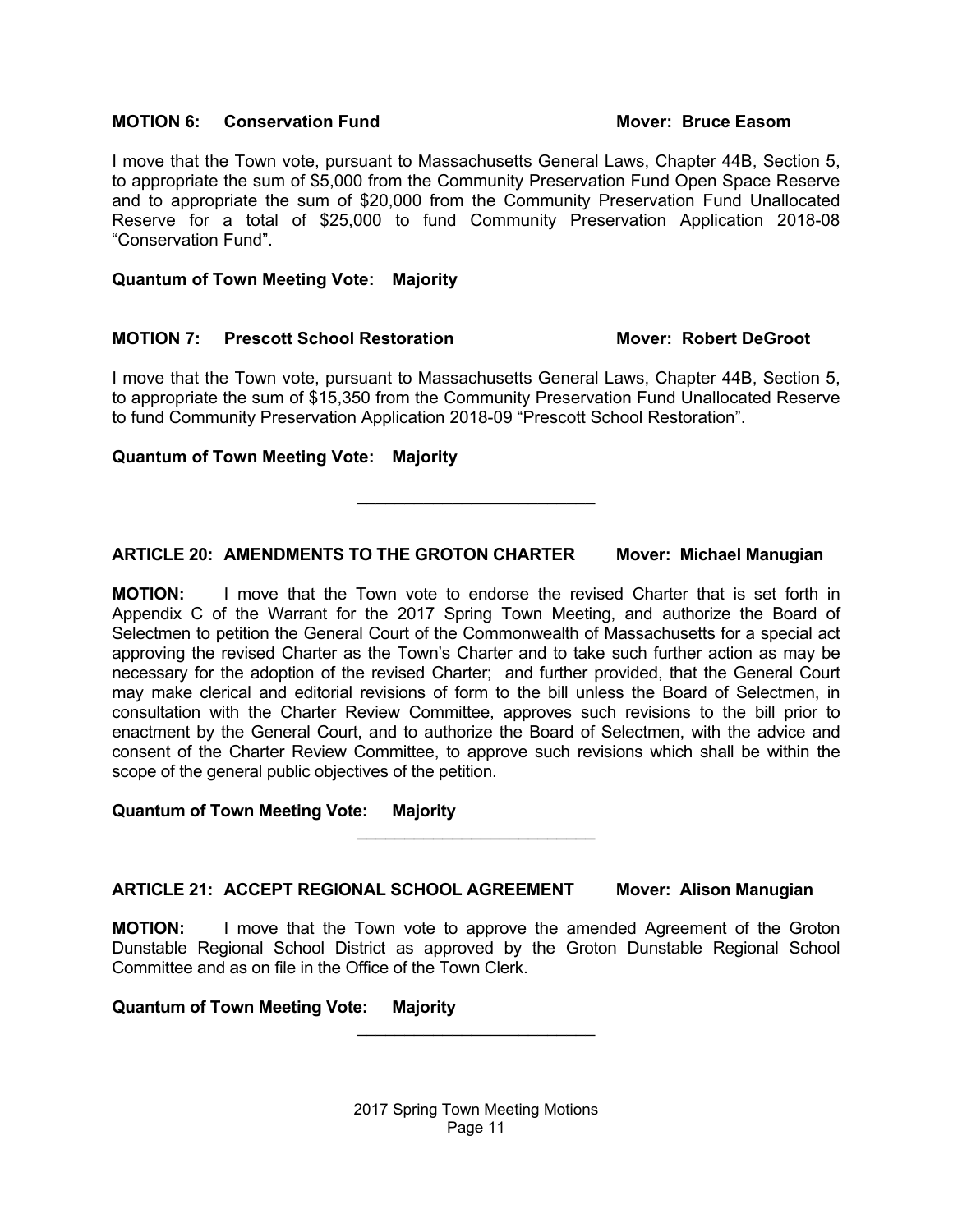**MOTION 6: Conservation Fund** **Mover: Bruce Easom**

I move that the Town vote, pursuant to Massachusetts General Laws, Chapter 44B, Section 5, to appropriate the sum of $5,000 from the Community Preservation Fund Open Space Reserve and to appropriate the sum of $20,000 from the Community Preservation Fund Unallocated Reserve for a total of $25,000 to fund Community Preservation Application 2018-08 “Conservation Fund”.

**Quantum of Town Meeting Vote: Majority**

**MOTION 7: Prescott School Restoration** **Mover: Robert DeGroot**

I move that the Town vote, pursuant to Massachusetts General Laws, Chapter 44B, Section 5, to appropriate the sum of $15,350 from the Community Preservation Fund Unallocated Reserve to fund Community Preservation Application 2018-09 “Prescott School Restoration”.

**Quantum of Town Meeting Vote: Majority**

---

**ARTICLE 20: AMENDMENTS TO THE GROTON CHARTER** **Mover: Michael Manugian**

**MOTION:** I move that the Town vote to endorse the revised Charter that is set forth in Appendix C of the Warrant for the 2017 Spring Town Meeting, and authorize the Board of Selectmen to petition the General Court of the Commonwealth of Massachusetts for a special act approving the revised Charter as the Town’s Charter and to take such further action as may be necessary for the adoption of the revised Charter; and further provided, that the General Court may make clerical and editorial revisions of form to the bill unless the Board of Selectmen, in consultation with the Charter Review Committee, approves such revisions to the bill prior to enactment by the General Court, and to authorize the Board of Selectmen, with the advice and consent of the Charter Review Committee, to approve such revisions which shall be within the scope of the general public objectives of the petition.

**Quantum of Town Meeting Vote: Majority**

---

**ARTICLE 21: ACCEPT REGIONAL SCHOOL AGREEMENT** **Mover: Alison Manugian**

**MOTION:** I move that the Town vote to approve the amended Agreement of the Groton Dunstable Regional School District as approved by the Groton Dunstable Regional School Committee and as on file in the Office of the Town Clerk.

**Quantum of Town Meeting Vote: Majority**

---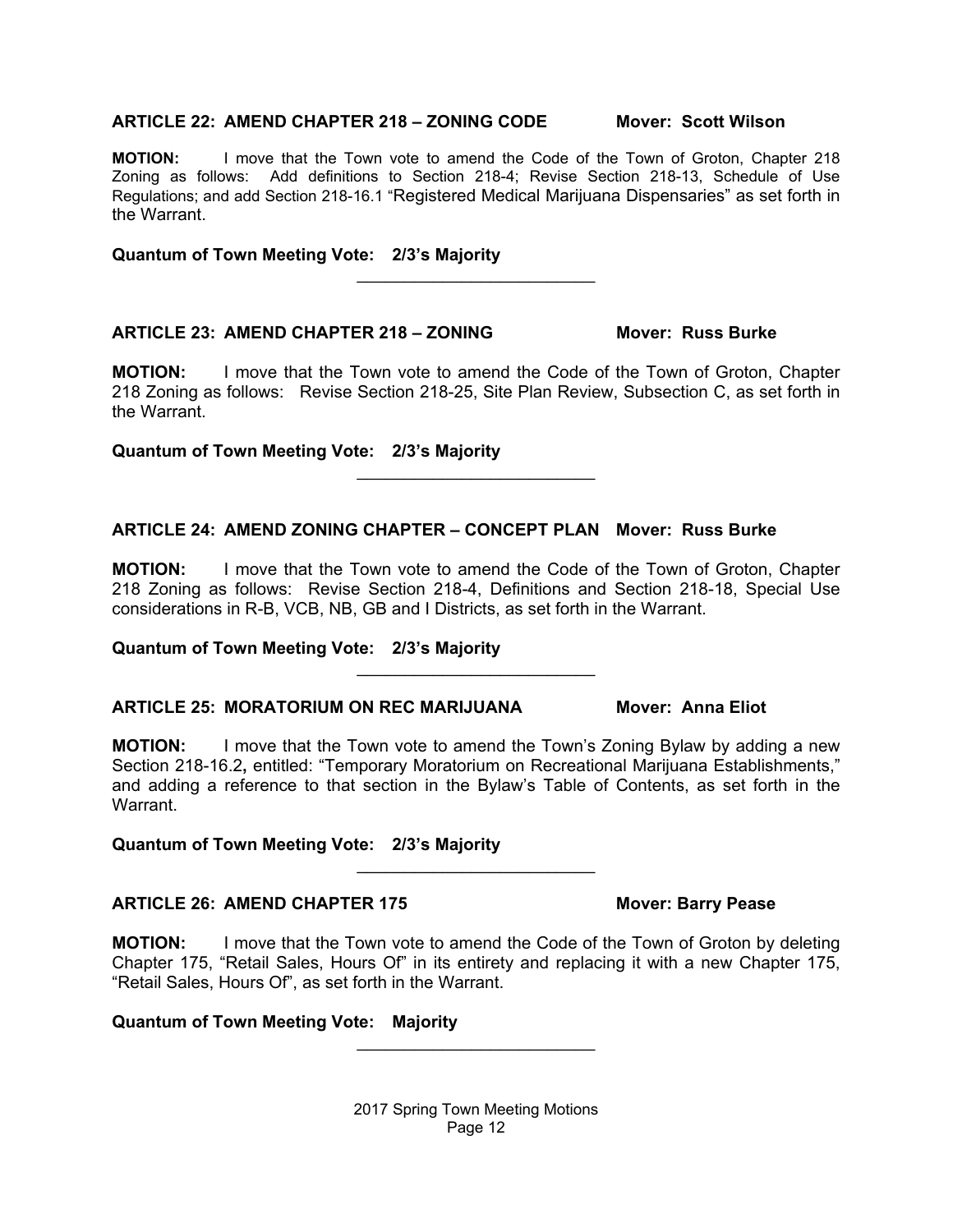**ARTICLE 22: AMEND CHAPTER 218 – ZONING CODE Mover: Scott Wilson**

**MOTION:** I move that the Town vote to amend the Code of the Town of Groton, Chapter 218 Zoning as follows: Add definitions to Section 218-4; Revise Section 218-13, Schedule of Use Regulations; and add Section 218-16.1 "Registered Medical Marijuana Dispensaries" as set forth in the Warrant.

**Quantum of Town Meeting Vote: 2/3's Majority**

---

**ARTICLE 23: AMEND CHAPTER 218 – ZONING Mover: Russ Burke**

**MOTION:** I move that the Town vote to amend the Code of the Town of Groton, Chapter 218 Zoning as follows: Revise Section 218-25, Site Plan Review, Subsection C, as set forth in the Warrant.

**Quantum of Town Meeting Vote: 2/3's Majority**

---

**ARTICLE 24: AMEND ZONING CHAPTER – CONCEPT PLAN Mover: Russ Burke**

**MOTION:** I move that the Town vote to amend the Code of the Town of Groton, Chapter 218 Zoning as follows: Revise Section 218-4, Definitions and Section 218-18, Special Use considerations in R-B, VCB, NB, GB and I Districts, as set forth in the Warrant.

**Quantum of Town Meeting Vote: 2/3's Majority**

---

**ARTICLE 25: MORATORIUM ON REC MARIJUANA Mover: Anna Eliot**

**MOTION:** I move that the Town vote to amend the Town's Zoning Bylaw by adding a new Section 218-16.2**,** entitled: "Temporary Moratorium on Recreational Marijuana Establishments," and adding a reference to that section in the Bylaw's Table of Contents, as set forth in the Warrant.

**Quantum of Town Meeting Vote: 2/3's Majority**

---

**ARTICLE 26: AMEND CHAPTER 175 Mover: Barry Pease**

**MOTION:** I move that the Town vote to amend the Code of the Town of Groton by deleting Chapter 175, "Retail Sales, Hours Of" in its entirety and replacing it with a new Chapter 175, "Retail Sales, Hours Of", as set forth in the Warrant.

**Quantum of Town Meeting Vote: Majority**

---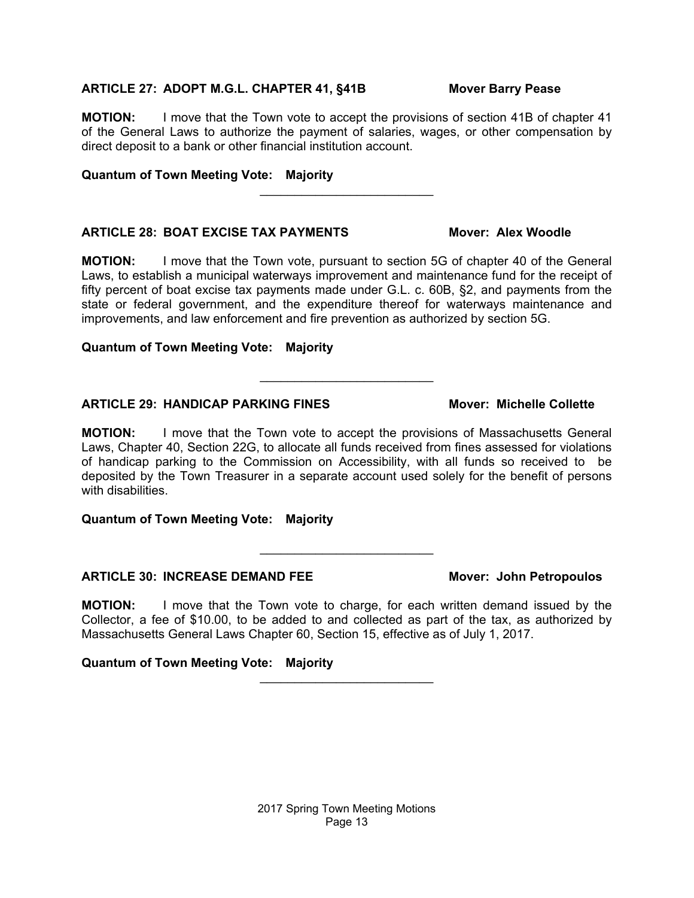**ARTICLE 27: ADOPT M.G.L. CHAPTER 41, §41B** **Mover Barry Pease**

**MOTION:** I move that the Town vote to accept the provisions of section 41B of chapter 41 of the General Laws to authorize the payment of salaries, wages, or other compensation by direct deposit to a bank or other financial institution account.

**Quantum of Town Meeting Vote: Majority**

---

**ARTICLE 28: BOAT EXCISE TAX PAYMENTS** **Mover: Alex Woodle**

**MOTION:** I move that the Town vote, pursuant to section 5G of chapter 40 of the General Laws, to establish a municipal waterways improvement and maintenance fund for the receipt of fifty percent of boat excise tax payments made under G.L. c. 60B, §2, and payments from the state or federal government, and the expenditure thereof for waterways maintenance and improvements, and law enforcement and fire prevention as authorized by section 5G.

**Quantum of Town Meeting Vote: Majority**

---

**ARTICLE 29: HANDICAP PARKING FINES** **Mover: Michelle Collette**

**MOTION:** I move that the Town vote to accept the provisions of Massachusetts General Laws, Chapter 40, Section 22G, to allocate all funds received from fines assessed for violations of handicap parking to the Commission on Accessibility, with all funds so received to be deposited by the Town Treasurer in a separate account used solely for the benefit of persons with disabilities.

**Quantum of Town Meeting Vote: Majority**

---

**ARTICLE 30: INCREASE DEMAND FEE** **Mover: John Petropoulos**

**MOTION:** I move that the Town vote to charge, for each written demand issued by the Collector, a fee of $10.00, to be added to and collected as part of the tax, as authorized by Massachusetts General Laws Chapter 60, Section 15, effective as of July 1, 2017.

**Quantum of Town Meeting Vote: Majority**

---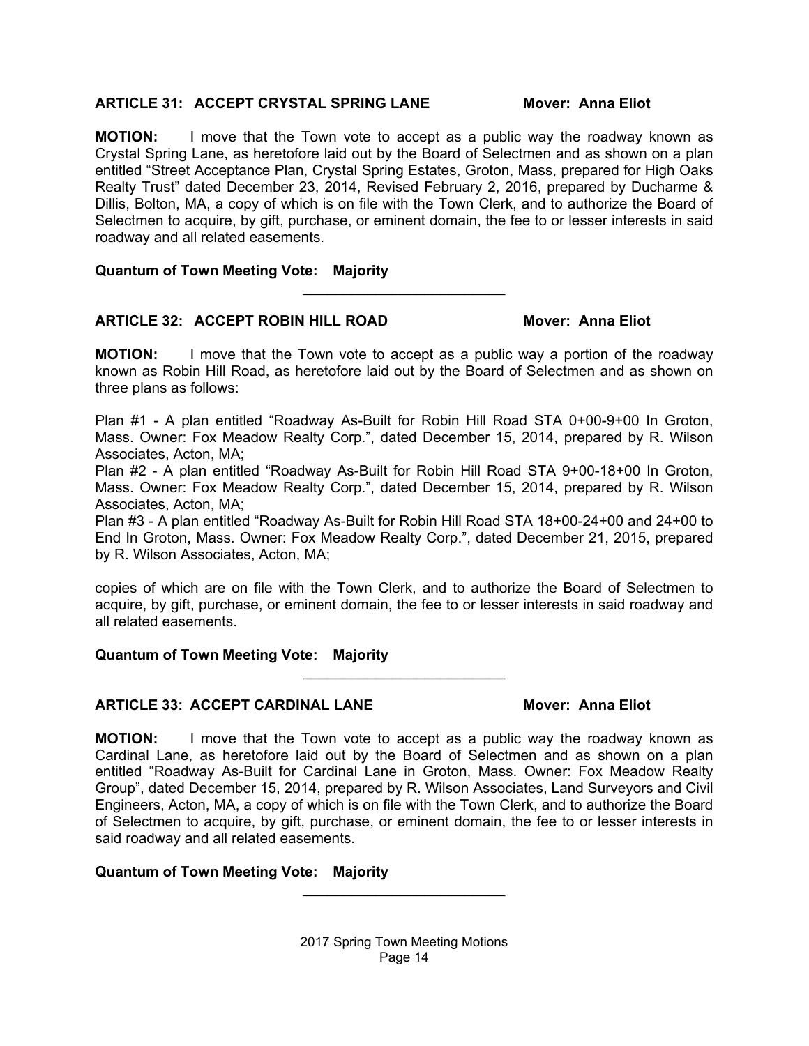**ARTICLE 31: ACCEPT CRYSTAL SPRING LANE** **Mover: Anna Eliot**

**MOTION:** I move that the Town vote to accept as a public way the roadway known as Crystal Spring Lane, as heretofore laid out by the Board of Selectmen and as shown on a plan entitled "Street Acceptance Plan, Crystal Spring Estates, Groton, Mass, prepared for High Oaks Realty Trust" dated December 23, 2014, Revised February 2, 2016, prepared by Ducharme & Dillis, Bolton, MA, a copy of which is on file with the Town Clerk, and to authorize the Board of Selectmen to acquire, by gift, purchase, or eminent domain, the fee to or lesser interests in said roadway and all related easements.

**Quantum of Town Meeting Vote: Majority**

---

**ARTICLE 32: ACCEPT ROBIN HILL ROAD** **Mover: Anna Eliot**

**MOTION:** I move that the Town vote to accept as a public way a portion of the roadway known as Robin Hill Road, as heretofore laid out by the Board of Selectmen and as shown on three plans as follows:

Plan #1 - A plan entitled "Roadway As-Built for Robin Hill Road STA 0+00-9+00 In Groton, Mass. Owner: Fox Meadow Realty Corp.", dated December 15, 2014, prepared by R. Wilson Associates, Acton, MA;
Plan #2 - A plan entitled "Roadway As-Built for Robin Hill Road STA 9+00-18+00 In Groton, Mass. Owner: Fox Meadow Realty Corp.", dated December 15, 2014, prepared by R. Wilson Associates, Acton, MA;
Plan #3 - A plan entitled "Roadway As-Built for Robin Hill Road STA 18+00-24+00 and 24+00 to End In Groton, Mass. Owner: Fox Meadow Realty Corp.", dated December 21, 2015, prepared by R. Wilson Associates, Acton, MA;

copies of which are on file with the Town Clerk, and to authorize the Board of Selectmen to acquire, by gift, purchase, or eminent domain, the fee to or lesser interests in said roadway and all related easements.

**Quantum of Town Meeting Vote: Majority**

---

**ARTICLE 33: ACCEPT CARDINAL LANE** **Mover: Anna Eliot**

**MOTION:** I move that the Town vote to accept as a public way the roadway known as Cardinal Lane, as heretofore laid out by the Board of Selectmen and as shown on a plan entitled "Roadway As-Built for Cardinal Lane in Groton, Mass. Owner: Fox Meadow Realty Group", dated December 15, 2014, prepared by R. Wilson Associates, Land Surveyors and Civil Engineers, Acton, MA, a copy of which is on file with the Town Clerk, and to authorize the Board of Selectmen to acquire, by gift, purchase, or eminent domain, the fee to or lesser interests in said roadway and all related easements.

**Quantum of Town Meeting Vote: Majority**

---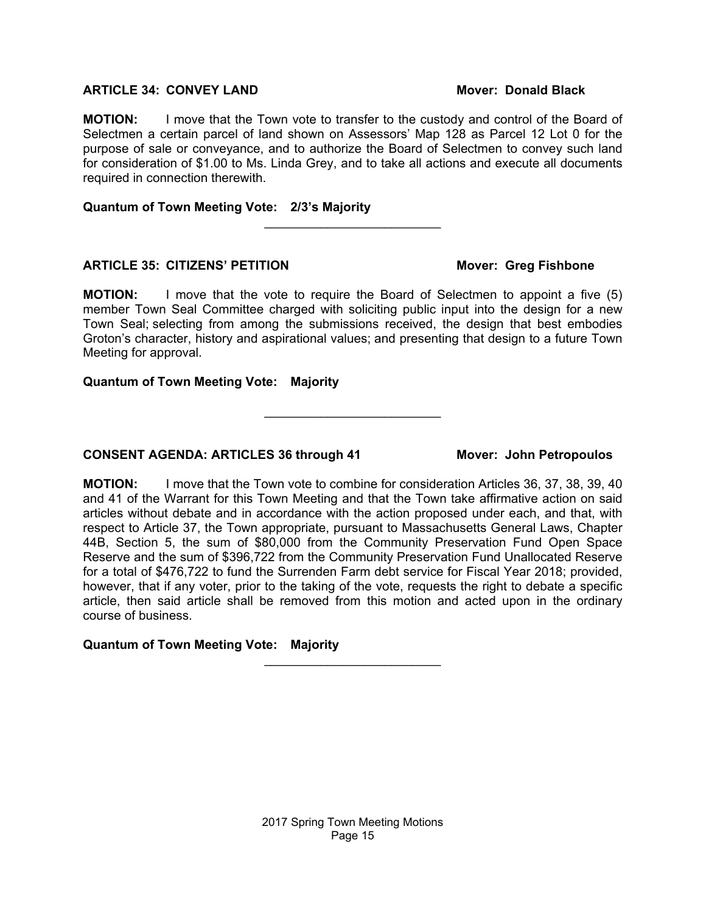**ARTICLE 34: CONVEY LAND** **Mover: Donald Black**

**MOTION:** I move that the Town vote to transfer to the custody and control of the Board of Selectmen a certain parcel of land shown on Assessors' Map 128 as Parcel 12 Lot 0 for the purpose of sale or conveyance, and to authorize the Board of Selectmen to convey such land for consideration of $1.00 to Ms. Linda Grey, and to take all actions and execute all documents required in connection therewith.

**Quantum of Town Meeting Vote: 2/3's Majority**

---

**ARTICLE 35: CITIZENS' PETITION** **Mover: Greg Fishbone**

**MOTION:** I move that the vote to require the Board of Selectmen to appoint a five (5) member Town Seal Committee charged with soliciting public input into the design for a new Town Seal; selecting from among the submissions received, the design that best embodies Groton's character, history and aspirational values; and presenting that design to a future Town Meeting for approval.

**Quantum of Town Meeting Vote: Majority**

---

**CONSENT AGENDA: ARTICLES 36 through 41** **Mover: John Petropoulos**

**MOTION:** I move that the Town vote to combine for consideration Articles 36, 37, 38, 39, 40 and 41 of the Warrant for this Town Meeting and that the Town take affirmative action on said articles without debate and in accordance with the action proposed under each, and that, with respect to Article 37, the Town appropriate, pursuant to Massachusetts General Laws, Chapter 44B, Section 5, the sum of $80,000 from the Community Preservation Fund Open Space Reserve and the sum of $396,722 from the Community Preservation Fund Unallocated Reserve for a total of $476,722 to fund the Surrenden Farm debt service for Fiscal Year 2018; provided, however, that if any voter, prior to the taking of the vote, requests the right to debate a specific article, then said article shall be removed from this motion and acted upon in the ordinary course of business.

**Quantum of Town Meeting Vote: Majority**

---